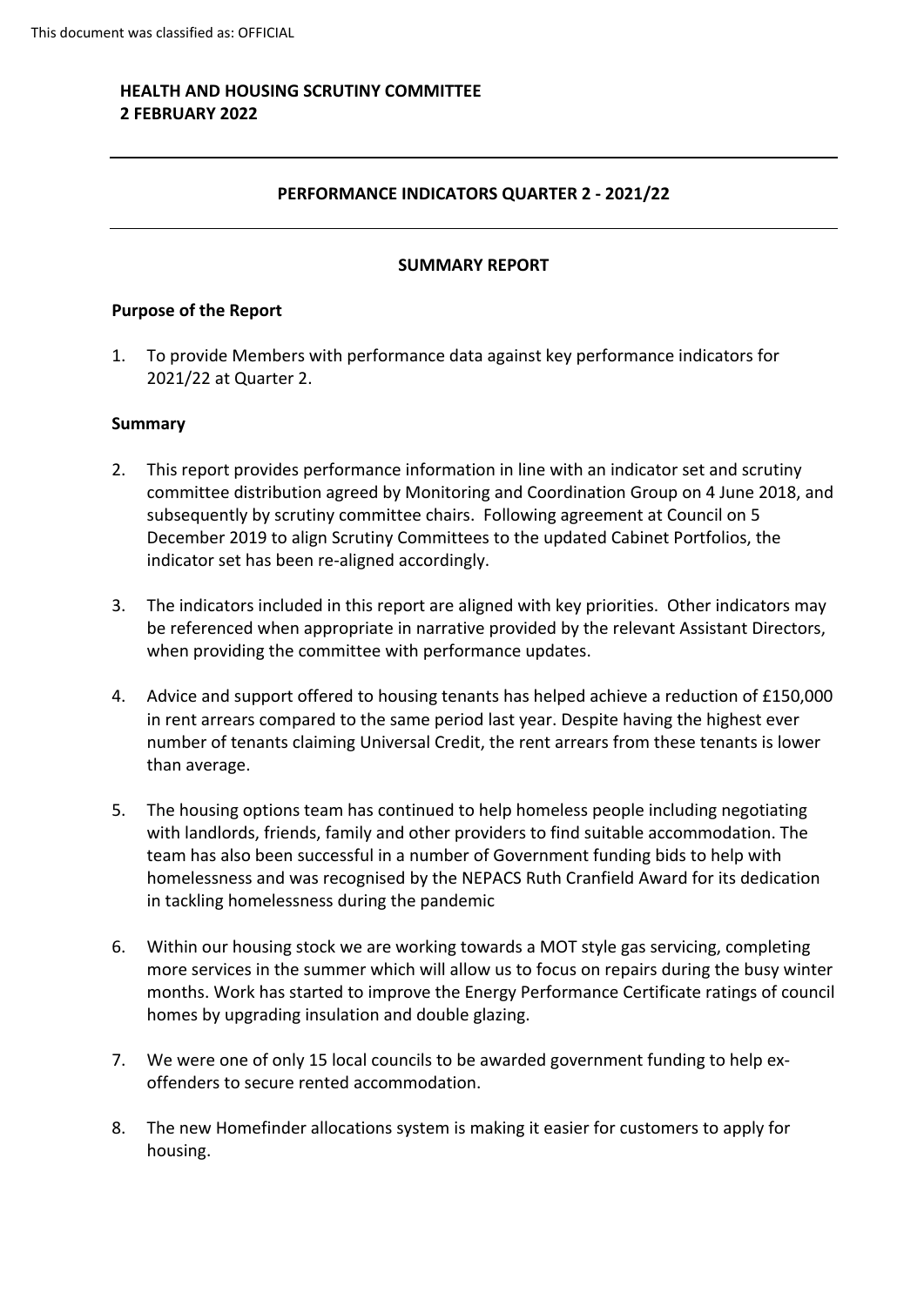This document was classified as: OFFICIAL

**HEALTH AND HOUSING SCRUTINY COMMITTEE**
**2 FEBRUARY 2022**

---

## PERFORMANCE INDICATORS QUARTER 2 - 2021/22

---

### SUMMARY REPORT

**Purpose of the Report**

1. To provide Members with performance data against key performance indicators for 2021/22 at Quarter 2.

**Summary**

2. This report provides performance information in line with an indicator set and scrutiny committee distribution agreed by Monitoring and Coordination Group on 4 June 2018, and subsequently by scrutiny committee chairs. Following agreement at Council on 5 December 2019 to align Scrutiny Committees to the updated Cabinet Portfolios, the indicator set has been re-aligned accordingly.

3. The indicators included in this report are aligned with key priorities. Other indicators may be referenced when appropriate in narrative provided by the relevant Assistant Directors, when providing the committee with performance updates.

4. Advice and support offered to housing tenants has helped achieve a reduction of £150,000 in rent arrears compared to the same period last year. Despite having the highest ever number of tenants claiming Universal Credit, the rent arrears from these tenants is lower than average.

5. The housing options team has continued to help homeless people including negotiating with landlords, friends, family and other providers to find suitable accommodation. The team has also been successful in a number of Government funding bids to help with homelessness and was recognised by the NEPACS Ruth Cranfield Award for its dedication in tackling homelessness during the pandemic

6. Within our housing stock we are working towards a MOT style gas servicing, completing more services in the summer which will allow us to focus on repairs during the busy winter months. Work has started to improve the Energy Performance Certificate ratings of council homes by upgrading insulation and double glazing.

7. We were one of only 15 local councils to be awarded government funding to help ex-offenders to secure rented accommodation.

8. The new Homefinder allocations system is making it easier for customers to apply for housing.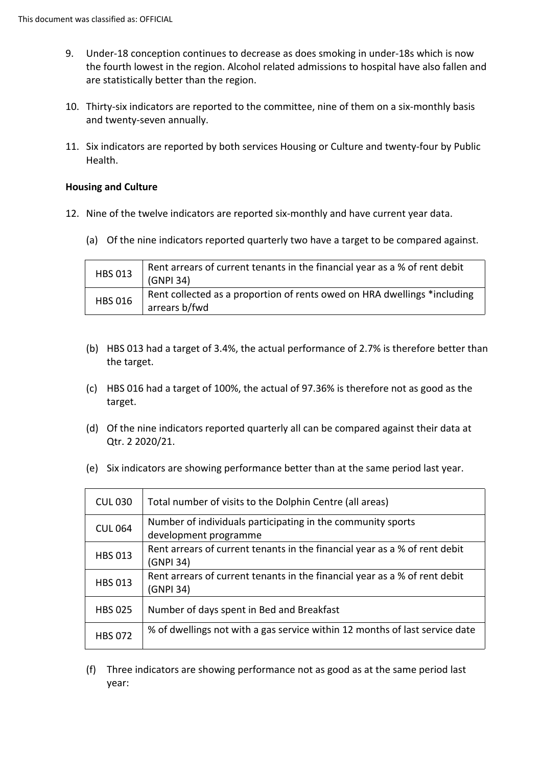9. Under-18 conception continues to decrease as does smoking in under-18s which is now the fourth lowest in the region. Alcohol related admissions to hospital have also fallen and are statistically better than the region.

10. Thirty-six indicators are reported to the committee, nine of them on a six-monthly basis and twenty-seven annually.

11. Six indicators are reported by both services Housing or Culture and twenty-four by Public Health.

**Housing and Culture**

12. Nine of the twelve indicators are reported six-monthly and have current year data.

    (a) Of the nine indicators reported quarterly two have a target to be compared against.

| | |
|---|---|
| HBS 013 | Rent arrears of current tenants in the financial year as a % of rent debit (GNPI 34) |
| HBS 016 | Rent collected as a proportion of rents owed on HRA dwellings *including arrears b/fwd |

    (b) HBS 013 had a target of 3.4%, the actual performance of 2.7% is therefore better than the target.

    (c) HBS 016 had a target of 100%, the actual of 97.36% is therefore not as good as the target.

    (d) Of the nine indicators reported quarterly all can be compared against their data at Qtr. 2 2020/21.

    (e) Six indicators are showing performance better than at the same period last year.

| | |
|---|---|
| CUL 030 | Total number of visits to the Dolphin Centre (all areas) |
| CUL 064 | Number of individuals participating in the community sports development programme |
| HBS 013 | Rent arrears of current tenants in the financial year as a % of rent debit (GNPI 34) |
| HBS 013 | Rent arrears of current tenants in the financial year as a % of rent debit (GNPI 34) |
| HBS 025 | Number of days spent in Bed and Breakfast |
| HBS 072 | % of dwellings not with a gas service within 12 months of last service date |

    (f) Three indicators are showing performance not as good as at the same period last year: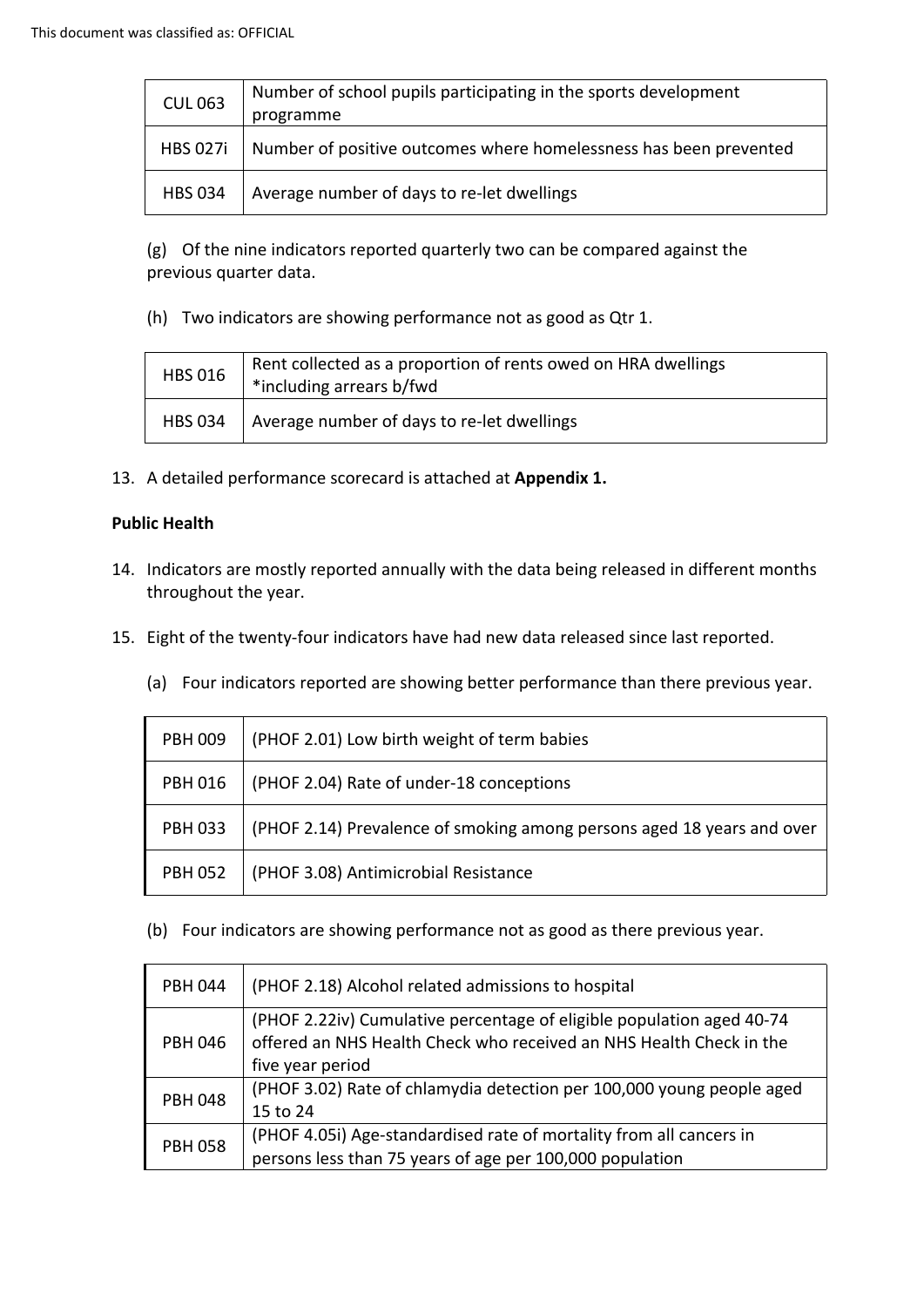| | |
|---|---|
| CUL 063 | Number of school pupils participating in the sports development programme |
| HBS 027i | Number of positive outcomes where homelessness has been prevented |
| HBS 034 | Average number of days to re-let dwellings |

(g) Of the nine indicators reported quarterly two can be compared against the previous quarter data.

(h) Two indicators are showing performance not as good as Qtr 1.

| | |
|---|---|
| HBS 016 | Rent collected as a proportion of rents owed on HRA dwellings *including arrears b/fwd |
| HBS 034 | Average number of days to re-let dwellings |

13. A detailed performance scorecard is attached at **Appendix 1.**

**Public Health**

14. Indicators are mostly reported annually with the data being released in different months throughout the year.

15. Eight of the twenty-four indicators have had new data released since last reported.

    (a) Four indicators reported are showing better performance than there previous year.

| | |
|---|---|
| PBH 009 | (PHOF 2.01) Low birth weight of term babies |
| PBH 016 | (PHOF 2.04) Rate of under-18 conceptions |
| PBH 033 | (PHOF 2.14) Prevalence of smoking among persons aged 18 years and over |
| PBH 052 | (PHOF 3.08) Antimicrobial Resistance |

    (b) Four indicators are showing performance not as good as there previous year.

| | |
|---|---|
| PBH 044 | (PHOF 2.18) Alcohol related admissions to hospital |
| PBH 046 | (PHOF 2.22iv) Cumulative percentage of eligible population aged 40-74 offered an NHS Health Check who received an NHS Health Check in the five year period |
| PBH 048 | (PHOF 3.02) Rate of chlamydia detection per 100,000 young people aged 15 to 24 |
| PBH 058 | (PHOF 4.05i) Age-standardised rate of mortality from all cancers in persons less than 75 years of age per 100,000 population |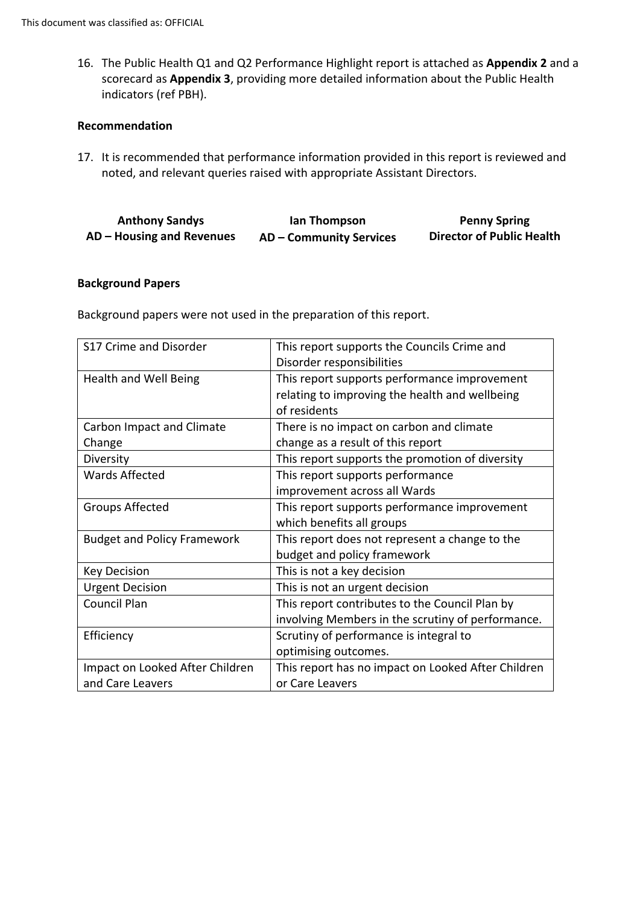This document was classified as: OFFICIAL

16. The Public Health Q1 and Q2 Performance Highlight report is attached as **Appendix 2** and a scorecard as **Appendix 3**, providing more detailed information about the Public Health indicators (ref PBH).

**Recommendation**

17. It is recommended that performance information provided in this report is reviewed and noted, and relevant queries raised with appropriate Assistant Directors.

| **Anthony Sandys** | **Ian Thompson** | **Penny Spring** |
|---|---|---|
| **AD – Housing and Revenues** | **AD – Community Services** | **Director of Public Health** |

**Background Papers**

Background papers were not used in the preparation of this report.

| | |
|---|---|
| S17 Crime and Disorder | This report supports the Councils Crime and Disorder responsibilities |
| Health and Well Being | This report supports performance improvement relating to improving the health and wellbeing of residents |
| Carbon Impact and Climate Change | There is no impact on carbon and climate change as a result of this report |
| Diversity | This report supports the promotion of diversity |
| Wards Affected | This report supports performance improvement across all Wards |
| Groups Affected | This report supports performance improvement which benefits all groups |
| Budget and Policy Framework | This report does not represent a change to the budget and policy framework |
| Key Decision | This is not a key decision |
| Urgent Decision | This is not an urgent decision |
| Council Plan | This report contributes to the Council Plan by involving Members in the scrutiny of performance. |
| Efficiency | Scrutiny of performance is integral to optimising outcomes. |
| Impact on Looked After Children and Care Leavers | This report has no impact on Looked After Children or Care Leavers |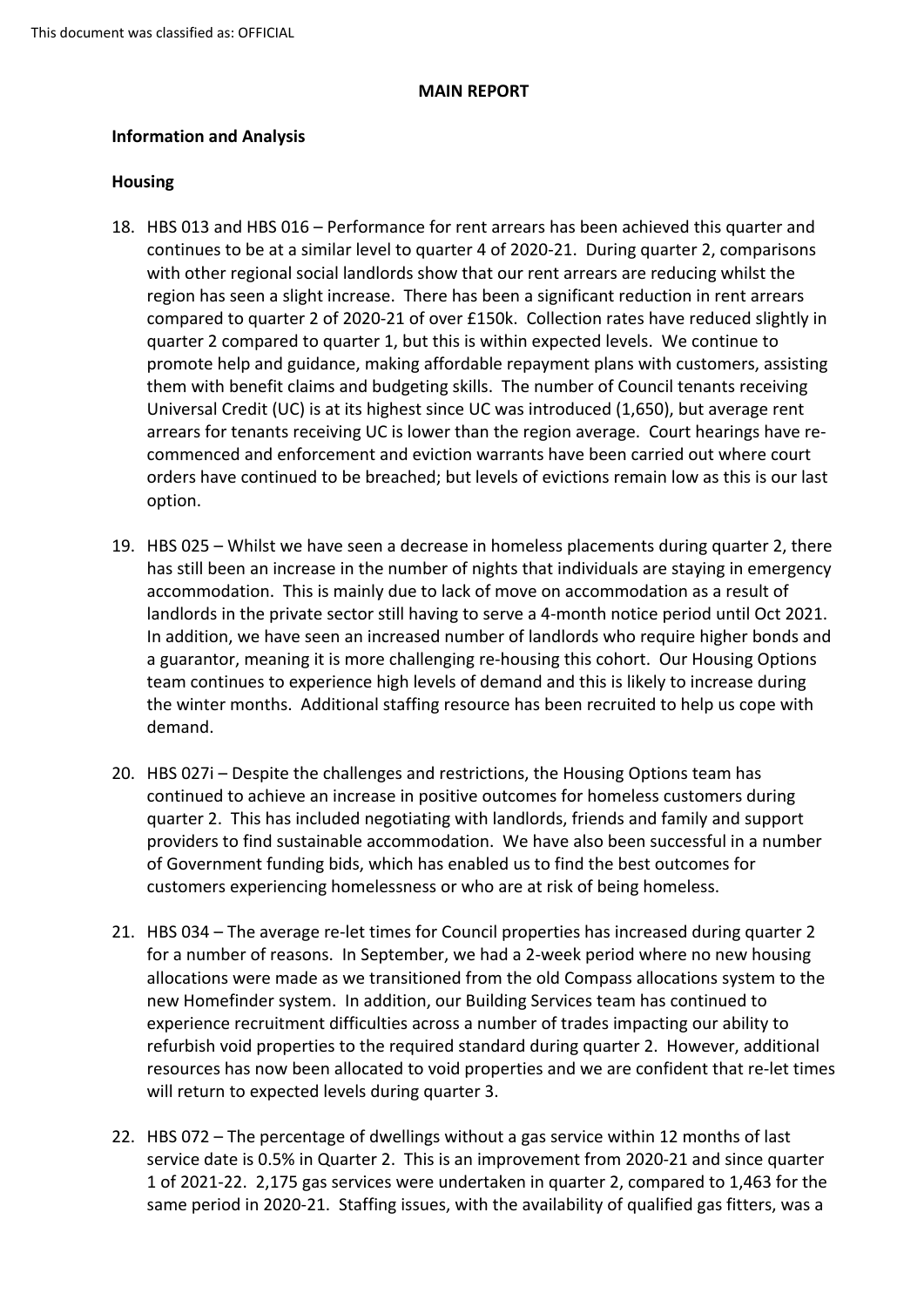**MAIN REPORT**

**Information and Analysis**

**Housing**

18. HBS 013 and HBS 016 – Performance for rent arrears has been achieved this quarter and continues to be at a similar level to quarter 4 of 2020-21. During quarter 2, comparisons with other regional social landlords show that our rent arrears are reducing whilst the region has seen a slight increase. There has been a significant reduction in rent arrears compared to quarter 2 of 2020-21 of over £150k. Collection rates have reduced slightly in quarter 2 compared to quarter 1, but this is within expected levels. We continue to promote help and guidance, making affordable repayment plans with customers, assisting them with benefit claims and budgeting skills. The number of Council tenants receiving Universal Credit (UC) is at its highest since UC was introduced (1,650), but average rent arrears for tenants receiving UC is lower than the region average. Court hearings have re-commenced and enforcement and eviction warrants have been carried out where court orders have continued to be breached; but levels of evictions remain low as this is our last option.

19. HBS 025 – Whilst we have seen a decrease in homeless placements during quarter 2, there has still been an increase in the number of nights that individuals are staying in emergency accommodation. This is mainly due to lack of move on accommodation as a result of landlords in the private sector still having to serve a 4-month notice period until Oct 2021. In addition, we have seen an increased number of landlords who require higher bonds and a guarantor, meaning it is more challenging re-housing this cohort. Our Housing Options team continues to experience high levels of demand and this is likely to increase during the winter months. Additional staffing resource has been recruited to help us cope with demand.

20. HBS 027i – Despite the challenges and restrictions, the Housing Options team has continued to achieve an increase in positive outcomes for homeless customers during quarter 2. This has included negotiating with landlords, friends and family and support providers to find sustainable accommodation. We have also been successful in a number of Government funding bids, which has enabled us to find the best outcomes for customers experiencing homelessness or who are at risk of being homeless.

21. HBS 034 – The average re-let times for Council properties has increased during quarter 2 for a number of reasons. In September, we had a 2-week period where no new housing allocations were made as we transitioned from the old Compass allocations system to the new Homefinder system. In addition, our Building Services team has continued to experience recruitment difficulties across a number of trades impacting our ability to refurbish void properties to the required standard during quarter 2. However, additional resources has now been allocated to void properties and we are confident that re-let times will return to expected levels during quarter 3.

22. HBS 072 – The percentage of dwellings without a gas service within 12 months of last service date is 0.5% in Quarter 2. This is an improvement from 2020-21 and since quarter 1 of 2021-22. 2,175 gas services were undertaken in quarter 2, compared to 1,463 for the same period in 2020-21. Staffing issues, with the availability of qualified gas fitters, was a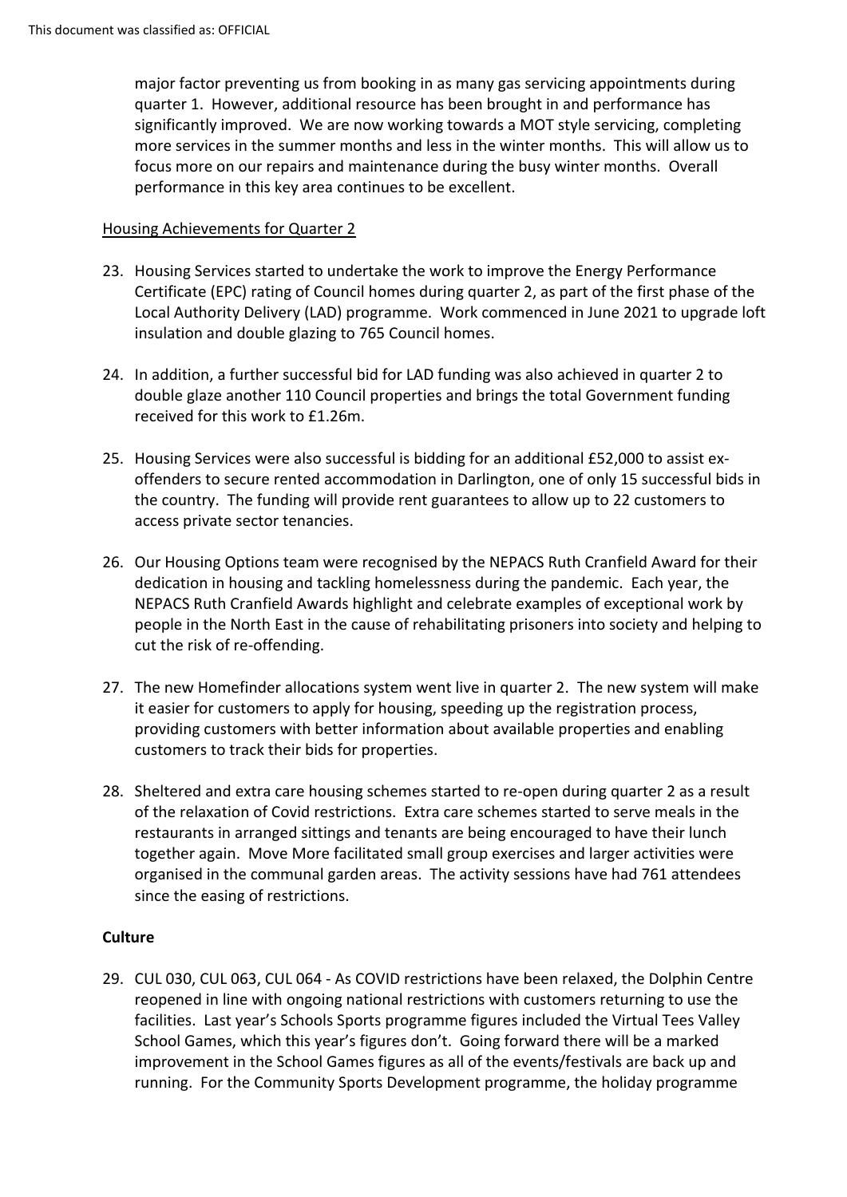major factor preventing us from booking in as many gas servicing appointments during quarter 1. However, additional resource has been brought in and performance has significantly improved. We are now working towards a MOT style servicing, completing more services in the summer months and less in the winter months. This will allow us to focus more on our repairs and maintenance during the busy winter months. Overall performance in this key area continues to be excellent.

Housing Achievements for Quarter 2

23. Housing Services started to undertake the work to improve the Energy Performance Certificate (EPC) rating of Council homes during quarter 2, as part of the first phase of the Local Authority Delivery (LAD) programme. Work commenced in June 2021 to upgrade loft insulation and double glazing to 765 Council homes.

24. In addition, a further successful bid for LAD funding was also achieved in quarter 2 to double glaze another 110 Council properties and brings the total Government funding received for this work to £1.26m.

25. Housing Services were also successful is bidding for an additional £52,000 to assist ex-offenders to secure rented accommodation in Darlington, one of only 15 successful bids in the country. The funding will provide rent guarantees to allow up to 22 customers to access private sector tenancies.

26. Our Housing Options team were recognised by the NEPACS Ruth Cranfield Award for their dedication in housing and tackling homelessness during the pandemic. Each year, the NEPACS Ruth Cranfield Awards highlight and celebrate examples of exceptional work by people in the North East in the cause of rehabilitating prisoners into society and helping to cut the risk of re-offending.

27. The new Homefinder allocations system went live in quarter 2. The new system will make it easier for customers to apply for housing, speeding up the registration process, providing customers with better information about available properties and enabling customers to track their bids for properties.

28. Sheltered and extra care housing schemes started to re-open during quarter 2 as a result of the relaxation of Covid restrictions. Extra care schemes started to serve meals in the restaurants in arranged sittings and tenants are being encouraged to have their lunch together again. Move More facilitated small group exercises and larger activities were organised in the communal garden areas. The activity sessions have had 761 attendees since the easing of restrictions.

**Culture**

29. CUL 030, CUL 063, CUL 064 - As COVID restrictions have been relaxed, the Dolphin Centre reopened in line with ongoing national restrictions with customers returning to use the facilities. Last year's Schools Sports programme figures included the Virtual Tees Valley School Games, which this year's figures don't. Going forward there will be a marked improvement in the School Games figures as all of the events/festivals are back up and running. For the Community Sports Development programme, the holiday programme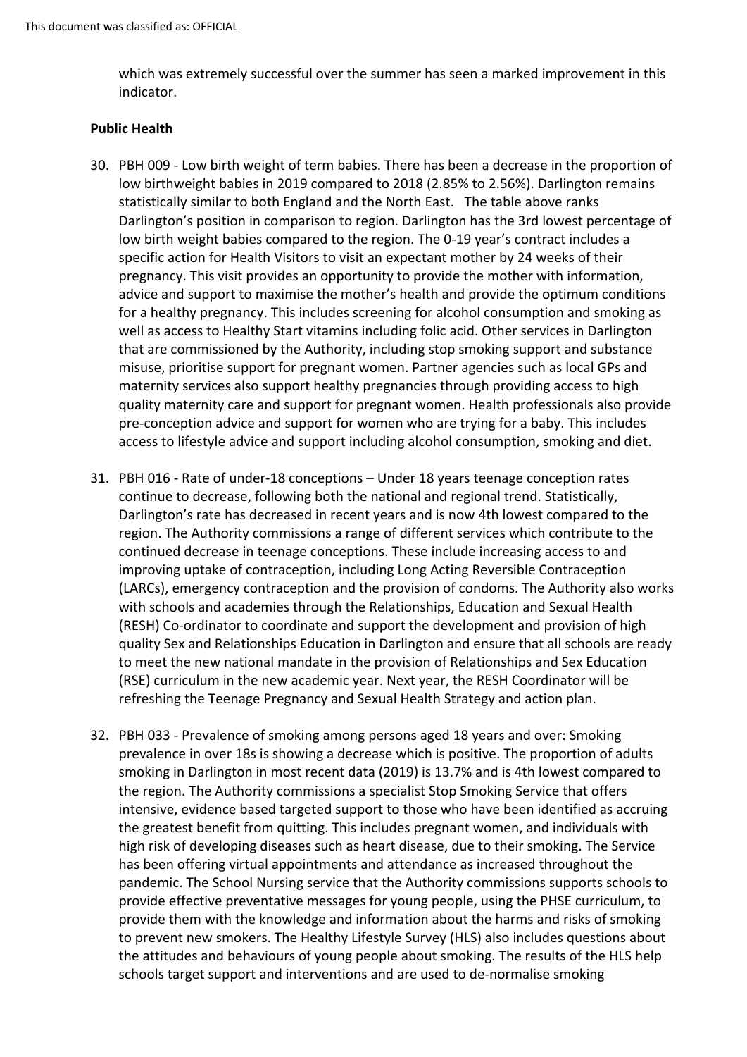which was extremely successful over the summer has seen a marked improvement in this indicator.

**Public Health**

30. PBH 009 - Low birth weight of term babies. There has been a decrease in the proportion of low birthweight babies in 2019 compared to 2018 (2.85% to 2.56%). Darlington remains statistically similar to both England and the North East. The table above ranks Darlington's position in comparison to region. Darlington has the 3rd lowest percentage of low birth weight babies compared to the region. The 0-19 year's contract includes a specific action for Health Visitors to visit an expectant mother by 24 weeks of their pregnancy. This visit provides an opportunity to provide the mother with information, advice and support to maximise the mother's health and provide the optimum conditions for a healthy pregnancy. This includes screening for alcohol consumption and smoking as well as access to Healthy Start vitamins including folic acid. Other services in Darlington that are commissioned by the Authority, including stop smoking support and substance misuse, prioritise support for pregnant women. Partner agencies such as local GPs and maternity services also support healthy pregnancies through providing access to high quality maternity care and support for pregnant women. Health professionals also provide pre-conception advice and support for women who are trying for a baby. This includes access to lifestyle advice and support including alcohol consumption, smoking and diet.

31. PBH 016 - Rate of under-18 conceptions – Under 18 years teenage conception rates continue to decrease, following both the national and regional trend. Statistically, Darlington's rate has decreased in recent years and is now 4th lowest compared to the region. The Authority commissions a range of different services which contribute to the continued decrease in teenage conceptions. These include increasing access to and improving uptake of contraception, including Long Acting Reversible Contraception (LARCs), emergency contraception and the provision of condoms. The Authority also works with schools and academies through the Relationships, Education and Sexual Health (RESH) Co-ordinator to coordinate and support the development and provision of high quality Sex and Relationships Education in Darlington and ensure that all schools are ready to meet the new national mandate in the provision of Relationships and Sex Education (RSE) curriculum in the new academic year. Next year, the RESH Coordinator will be refreshing the Teenage Pregnancy and Sexual Health Strategy and action plan.

32. PBH 033 - Prevalence of smoking among persons aged 18 years and over: Smoking prevalence in over 18s is showing a decrease which is positive. The proportion of adults smoking in Darlington in most recent data (2019) is 13.7% and is 4th lowest compared to the region. The Authority commissions a specialist Stop Smoking Service that offers intensive, evidence based targeted support to those who have been identified as accruing the greatest benefit from quitting. This includes pregnant women, and individuals with high risk of developing diseases such as heart disease, due to their smoking. The Service has been offering virtual appointments and attendance as increased throughout the pandemic. The School Nursing service that the Authority commissions supports schools to provide effective preventative messages for young people, using the PHSE curriculum, to provide them with the knowledge and information about the harms and risks of smoking to prevent new smokers. The Healthy Lifestyle Survey (HLS) also includes questions about the attitudes and behaviours of young people about smoking. The results of the HLS help schools target support and interventions and are used to de-normalise smoking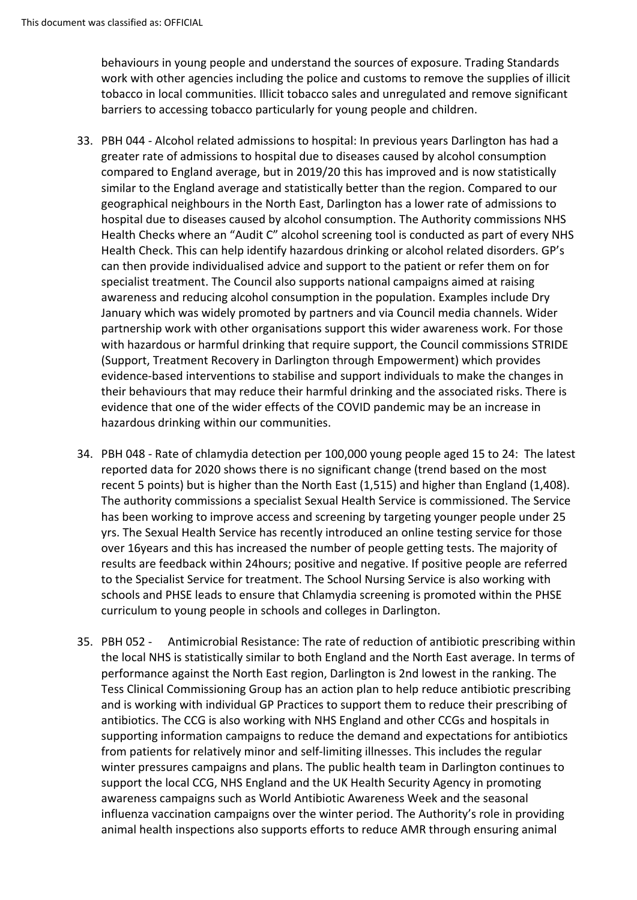behaviours in young people and understand the sources of exposure. Trading Standards work with other agencies including the police and customs to remove the supplies of illicit tobacco in local communities. Illicit tobacco sales and unregulated and remove significant barriers to accessing tobacco particularly for young people and children.

33. PBH 044 - Alcohol related admissions to hospital: In previous years Darlington has had a greater rate of admissions to hospital due to diseases caused by alcohol consumption compared to England average, but in 2019/20 this has improved and is now statistically similar to the England average and statistically better than the region. Compared to our geographical neighbours in the North East, Darlington has a lower rate of admissions to hospital due to diseases caused by alcohol consumption. The Authority commissions NHS Health Checks where an "Audit C" alcohol screening tool is conducted as part of every NHS Health Check. This can help identify hazardous drinking or alcohol related disorders. GP's can then provide individualised advice and support to the patient or refer them on for specialist treatment. The Council also supports national campaigns aimed at raising awareness and reducing alcohol consumption in the population. Examples include Dry January which was widely promoted by partners and via Council media channels. Wider partnership work with other organisations support this wider awareness work. For those with hazardous or harmful drinking that require support, the Council commissions STRIDE (Support, Treatment Recovery in Darlington through Empowerment) which provides evidence-based interventions to stabilise and support individuals to make the changes in their behaviours that may reduce their harmful drinking and the associated risks. There is evidence that one of the wider effects of the COVID pandemic may be an increase in hazardous drinking within our communities.

34. PBH 048 - Rate of chlamydia detection per 100,000 young people aged 15 to 24: The latest reported data for 2020 shows there is no significant change (trend based on the most recent 5 points) but is higher than the North East (1,515) and higher than England (1,408). The authority commissions a specialist Sexual Health Service is commissioned. The Service has been working to improve access and screening by targeting younger people under 25 yrs. The Sexual Health Service has recently introduced an online testing service for those over 16years and this has increased the number of people getting tests. The majority of results are feedback within 24hours; positive and negative. If positive people are referred to the Specialist Service for treatment. The School Nursing Service is also working with schools and PHSE leads to ensure that Chlamydia screening is promoted within the PHSE curriculum to young people in schools and colleges in Darlington.

35. PBH 052 - Antimicrobial Resistance: The rate of reduction of antibiotic prescribing within the local NHS is statistically similar to both England and the North East average. In terms of performance against the North East region, Darlington is 2nd lowest in the ranking. The Tess Clinical Commissioning Group has an action plan to help reduce antibiotic prescribing and is working with individual GP Practices to support them to reduce their prescribing of antibiotics. The CCG is also working with NHS England and other CCGs and hospitals in supporting information campaigns to reduce the demand and expectations for antibiotics from patients for relatively minor and self-limiting illnesses. This includes the regular winter pressures campaigns and plans. The public health team in Darlington continues to support the local CCG, NHS England and the UK Health Security Agency in promoting awareness campaigns such as World Antibiotic Awareness Week and the seasonal influenza vaccination campaigns over the winter period. The Authority's role in providing animal health inspections also supports efforts to reduce AMR through ensuring animal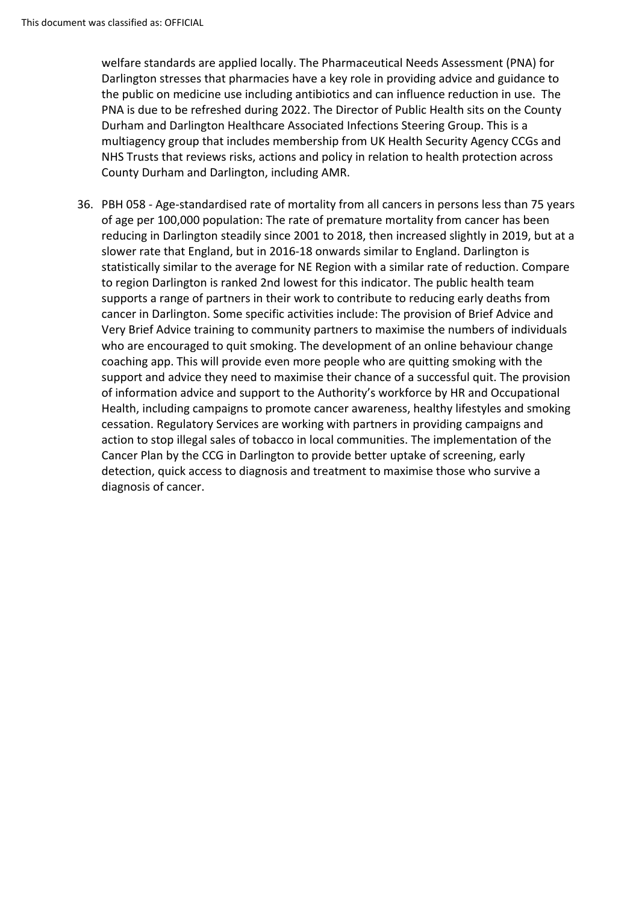welfare standards are applied locally. The Pharmaceutical Needs Assessment (PNA) for Darlington stresses that pharmacies have a key role in providing advice and guidance to the public on medicine use including antibiotics and can influence reduction in use. The PNA is due to be refreshed during 2022. The Director of Public Health sits on the County Durham and Darlington Healthcare Associated Infections Steering Group. This is a multiagency group that includes membership from UK Health Security Agency CCGs and NHS Trusts that reviews risks, actions and policy in relation to health protection across County Durham and Darlington, including AMR.

36. PBH 058 - Age-standardised rate of mortality from all cancers in persons less than 75 years of age per 100,000 population: The rate of premature mortality from cancer has been reducing in Darlington steadily since 2001 to 2018, then increased slightly in 2019, but at a slower rate that England, but in 2016-18 onwards similar to England. Darlington is statistically similar to the average for NE Region with a similar rate of reduction. Compare to region Darlington is ranked 2nd lowest for this indicator. The public health team supports a range of partners in their work to contribute to reducing early deaths from cancer in Darlington. Some specific activities include: The provision of Brief Advice and Very Brief Advice training to community partners to maximise the numbers of individuals who are encouraged to quit smoking. The development of an online behaviour change coaching app. This will provide even more people who are quitting smoking with the support and advice they need to maximise their chance of a successful quit. The provision of information advice and support to the Authority's workforce by HR and Occupational Health, including campaigns to promote cancer awareness, healthy lifestyles and smoking cessation. Regulatory Services are working with partners in providing campaigns and action to stop illegal sales of tobacco in local communities. The implementation of the Cancer Plan by the CCG in Darlington to provide better uptake of screening, early detection, quick access to diagnosis and treatment to maximise those who survive a diagnosis of cancer.